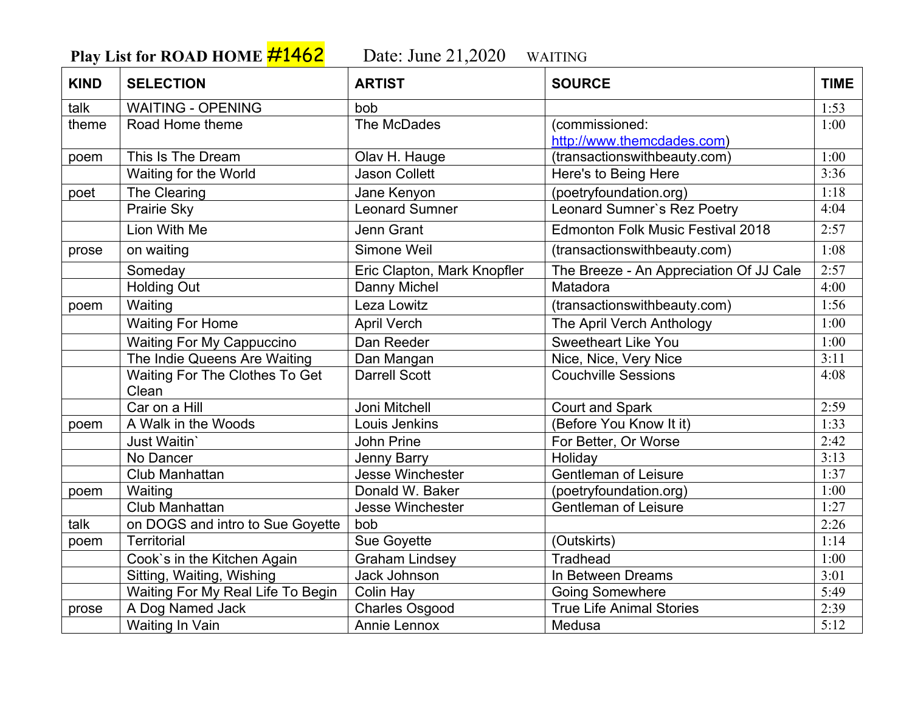**Play List for ROAD HOME #1462** Date: June 21,2020 WAITING

| KIND | SELECTION | ARTIST | SOURCE | TIME |
|---|---|---|---|---|
| talk | WAITING - OPENING | bob | | 1:53 |
| theme | Road Home theme | The McDades | (commissioned: http://www.themcdades.com) | 1:00 |
| poem | This Is The Dream | Olav H. Hauge | (transactionswithbeauty.com) | 1:00 |
| | Waiting for the World | Jason Collett | Here's to Being Here | 3:36 |
| poet | The Clearing | Jane Kenyon | (poetryfoundation.org) | 1:18 |
| | Prairie Sky | Leonard Sumner | Leonard Sumner`s Rez Poetry | 4:04 |
| | Lion With Me | Jenn Grant | Edmonton Folk Music Festival 2018 | 2:57 |
| prose | on waiting | Simone Weil | (transactionswithbeauty.com) | 1:08 |
| | Someday | Eric Clapton, Mark Knopfler | The Breeze - An Appreciation Of JJ Cale | 2:57 |
| | Holding Out | Danny Michel | Matadora | 4:00 |
| poem | Waiting | Leza Lowitz | (transactionswithbeauty.com) | 1:56 |
| | Waiting For Home | April Verch | The April Verch Anthology | 1:00 |
| | Waiting For My Cappuccino | Dan Reeder | Sweetheart Like You | 1:00 |
| | The Indie Queens Are Waiting | Dan Mangan | Nice, Nice, Very Nice | 3:11 |
| | Waiting For The Clothes To Get Clean | Darrell Scott | Couchville Sessions | 4:08 |
| | Car on a Hill | Joni Mitchell | Court and Spark | 2:59 |
| poem | A Walk in the Woods | Louis Jenkins | (Before You Know It it) | 1:33 |
| | Just Waitin` | John Prine | For Better, Or Worse | 2:42 |
| | No Dancer | Jenny Barry | Holiday | 3:13 |
| | Club Manhattan | Jesse Winchester | Gentleman of Leisure | 1:37 |
| poem | Waiting | Donald W. Baker | (poetryfoundation.org) | 1:00 |
| | Club Manhattan | Jesse Winchester | Gentleman of Leisure | 1:27 |
| talk | on DOGS and intro to Sue Goyette | bob | | 2:26 |
| poem | Territorial | Sue Goyette | (Outskirts) | 1:14 |
| | Cook`s in the Kitchen Again | Graham Lindsey | Tradhead | 1:00 |
| | Sitting, Waiting, Wishing | Jack Johnson | In Between Dreams | 3:01 |
| | Waiting For My Real Life To Begin | Colin Hay | Going Somewhere | 5:49 |
| prose | A Dog Named Jack | Charles Osgood | True Life Animal Stories | 2:39 |
| | Waiting In Vain | Annie Lennox | Medusa | 5:12 |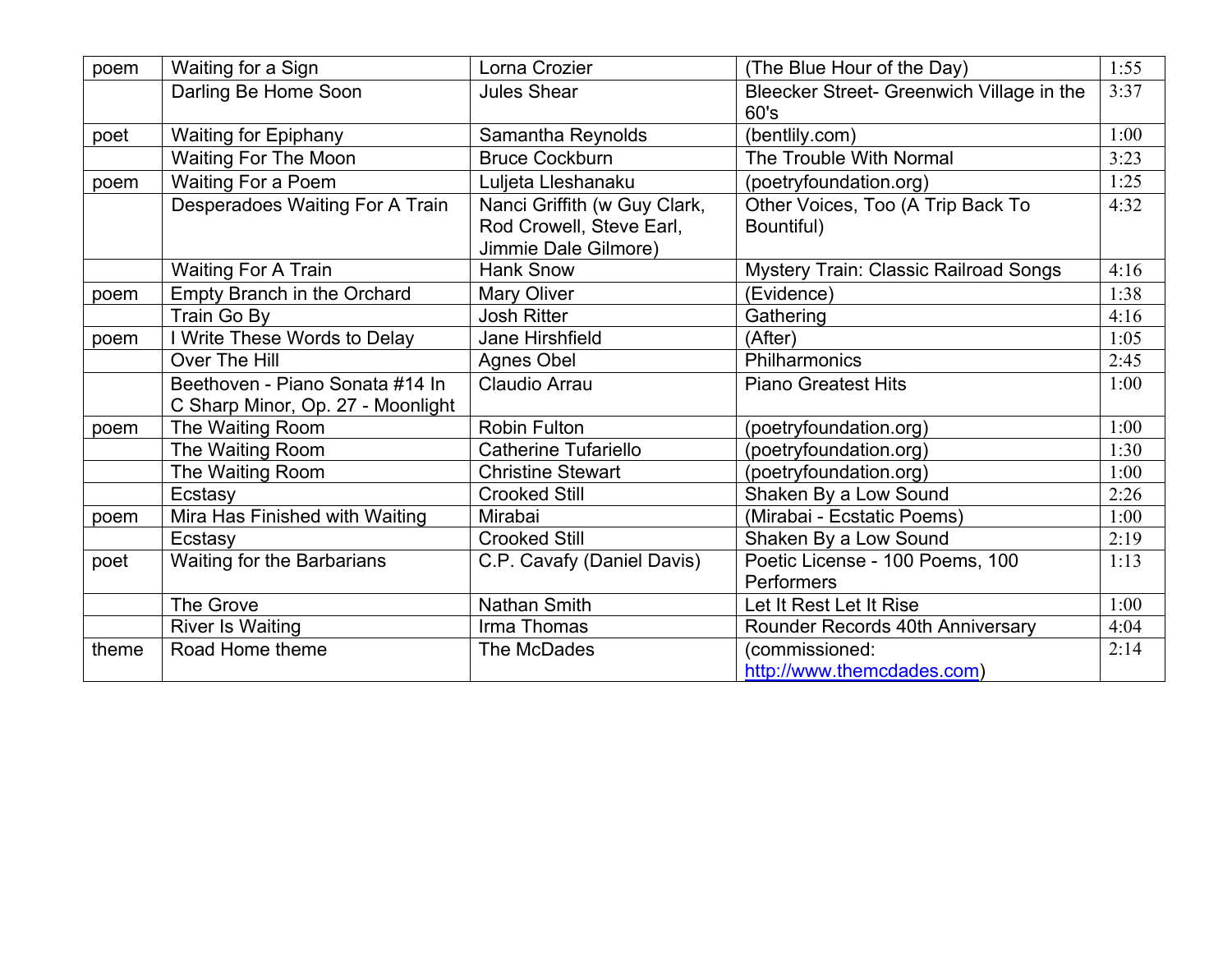| | | | | |
|---|---|---|---|---|
| poem | Waiting for a Sign | Lorna Crozier | (The Blue Hour of the Day) | 1:55 |
| | Darling Be Home Soon | Jules Shear | Bleecker Street- Greenwich Village in the 60's | 3:37 |
| poet | Waiting for Epiphany | Samantha Reynolds | (bentlily.com) | 1:00 |
| | Waiting For The Moon | Bruce Cockburn | The Trouble With Normal | 3:23 |
| poem | Waiting For a Poem | Luljeta Lleshanaku | (poetryfoundation.org) | 1:25 |
| | Desperadoes Waiting For A Train | Nanci Griffith (w Guy Clark, Rod Crowell, Steve Earl, Jimmie Dale Gilmore) | Other Voices, Too (A Trip Back To Bountiful) | 4:32 |
| | Waiting For A Train | Hank Snow | Mystery Train: Classic Railroad Songs | 4:16 |
| poem | Empty Branch in the Orchard | Mary Oliver | (Evidence) | 1:38 |
| | Train Go By | Josh Ritter | Gathering | 4:16 |
| poem | I Write These Words to Delay | Jane Hirshfield | (After) | 1:05 |
| | Over The Hill | Agnes Obel | Philharmonics | 2:45 |
| | Beethoven - Piano Sonata #14 In C Sharp Minor, Op. 27 - Moonlight | Claudio Arrau | Piano Greatest Hits | 1:00 |
| poem | The Waiting Room | Robin Fulton | (poetryfoundation.org) | 1:00 |
| | The Waiting Room | Catherine Tufariello | (poetryfoundation.org) | 1:30 |
| | The Waiting Room | Christine Stewart | (poetryfoundation.org) | 1:00 |
| | Ecstasy | Crooked Still | Shaken By a Low Sound | 2:26 |
| poem | Mira Has Finished with Waiting | Mirabai | (Mirabai - Ecstatic Poems) | 1:00 |
| | Ecstasy | Crooked Still | Shaken By a Low Sound | 2:19 |
| poet | Waiting for the Barbarians | C.P. Cavafy (Daniel Davis) | Poetic License - 100 Poems, 100 Performers | 1:13 |
| | The Grove | Nathan Smith | Let It Rest Let It Rise | 1:00 |
| | River Is Waiting | Irma Thomas | Rounder Records 40th Anniversary | 4:04 |
| theme | Road Home theme | The McDades | (commissioned: http://www.themcdades.com) | 2:14 |